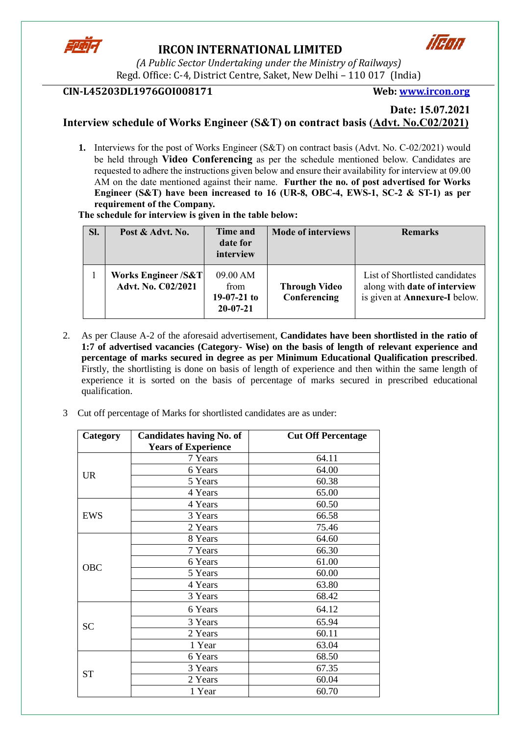# IRCON INTERNATIONAL LIMITED

*(A Public Sector Undertaking under the Ministry of Railways)*
Regd. Office: C-4, District Centre, Saket, New Delhi – 110 017 (India)

**CIN-L45203DL1976GOI008171** **Web: www.ircon.org**

**Date: 15.07.2021**

## Interview schedule of Works Engineer (S&T) on contract basis (Advt. No.C02/2021)

1. Interviews for the post of Works Engineer (S&T) on contract basis (Advt. No. C-02/2021) would be held through **Video Conferencing** as per the schedule mentioned below. Candidates are requested to adhere the instructions given below and ensure their availability for interview at 09.00 AM on the date mentioned against their name. **Further the no. of post advertised for Works Engineer (S&T) have been increased to 16 (UR-8, OBC-4, EWS-1, SC-2 & ST-1) as per requirement of the Company.**

**The schedule for interview is given in the table below:**

| Sl. | Post & Advt. No. | Time and date for interview | Mode of interviews | Remarks |
|---|---|---|---|---|
| 1 | **Works Engineer /S&T Advt. No. C02/2021** | 09.00 AM from **19-07-21 to 20-07-21** | **Through Video Conferencing** | List of Shortlisted candidates along with **date of interview** is given at **Annexure-I** below. |

2. As per Clause A-2 of the aforesaid advertisement, **Candidates have been shortlisted in the ratio of 1:7 of advertised vacancies (Category- Wise) on the basis of length of relevant experience and percentage of marks secured in degree as per Minimum Educational Qualification prescribed**. Firstly, the shortlisting is done on basis of length of experience and then within the same length of experience it is sorted on the basis of percentage of marks secured in prescribed educational qualification.

3. Cut off percentage of Marks for shortlisted candidates are as under:

| Category | Candidates having No. of Years of Experience | Cut Off Percentage |
|---|---|---|
| UR | 7 Years | 64.11 |
| | 6 Years | 64.00 |
| | 5 Years | 60.38 |
| | 4 Years | 65.00 |
| EWS | 4 Years | 60.50 |
| | 3 Years | 66.58 |
| | 2 Years | 75.46 |
| OBC | 8 Years | 64.60 |
| | 7 Years | 66.30 |
| | 6 Years | 61.00 |
| | 5 Years | 60.00 |
| | 4 Years | 63.80 |
| | 3 Years | 68.42 |
| SC | 6 Years | 64.12 |
| | 3 Years | 65.94 |
| | 2 Years | 60.11 |
| | 1 Year | 63.04 |
| ST | 6 Years | 68.50 |
| | 3 Years | 67.35 |
| | 2 Years | 60.04 |
| | 1 Year | 60.70 |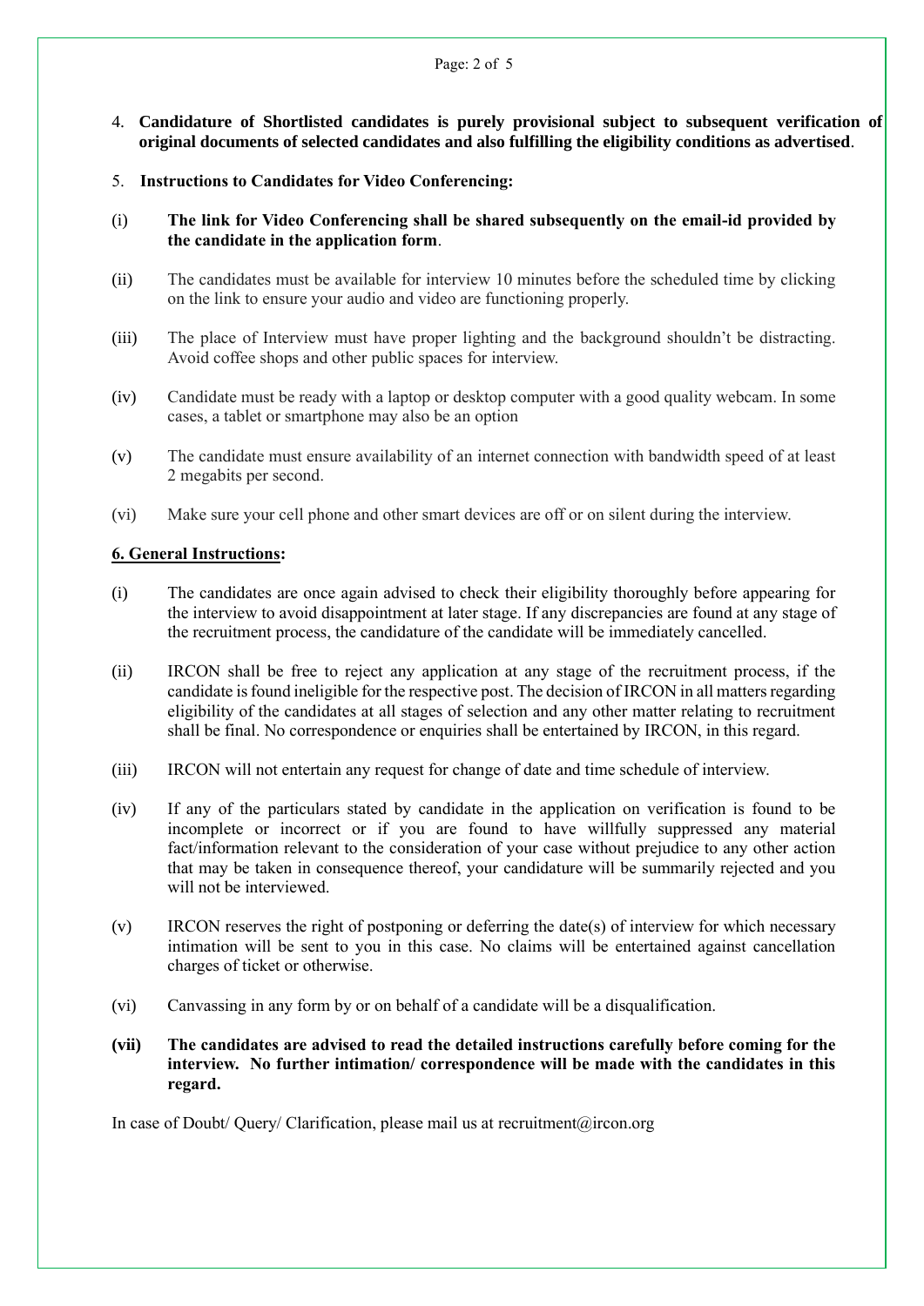4. **Candidature of Shortlisted candidates is purely provisional subject to subsequent verification of original documents of selected candidates and also fulfilling the eligibility conditions as advertised**.

5. **Instructions to Candidates for Video Conferencing:**

(i) **The link for Video Conferencing shall be shared subsequently on the email-id provided by the candidate in the application form**.

(ii) The candidates must be available for interview 10 minutes before the scheduled time by clicking on the link to ensure your audio and video are functioning properly.

(iii) The place of Interview must have proper lighting and the background shouldn't be distracting. Avoid coffee shops and other public spaces for interview.

(iv) Candidate must be ready with a laptop or desktop computer with a good quality webcam. In some cases, a tablet or smartphone may also be an option

(v) The candidate must ensure availability of an internet connection with bandwidth speed of at least 2 megabits per second.

(vi) Make sure your cell phone and other smart devices are off or on silent during the interview.

**6. General Instructions:**

(i) The candidates are once again advised to check their eligibility thoroughly before appearing for the interview to avoid disappointment at later stage. If any discrepancies are found at any stage of the recruitment process, the candidature of the candidate will be immediately cancelled.

(ii) IRCON shall be free to reject any application at any stage of the recruitment process, if the candidate is found ineligible for the respective post. The decision of IRCON in all matters regarding eligibility of the candidates at all stages of selection and any other matter relating to recruitment shall be final. No correspondence or enquiries shall be entertained by IRCON, in this regard.

(iii) IRCON will not entertain any request for change of date and time schedule of interview.

(iv) If any of the particulars stated by candidate in the application on verification is found to be incomplete or incorrect or if you are found to have willfully suppressed any material fact/information relevant to the consideration of your case without prejudice to any other action that may be taken in consequence thereof, your candidature will be summarily rejected and you will not be interviewed.

(v) IRCON reserves the right of postponing or deferring the date(s) of interview for which necessary intimation will be sent to you in this case. No claims will be entertained against cancellation charges of ticket or otherwise.

(vi) Canvassing in any form by or on behalf of a candidate will be a disqualification.

**(vii) The candidates are advised to read the detailed instructions carefully before coming for the interview. No further intimation/ correspondence will be made with the candidates in this regard.**

In case of Doubt/ Query/ Clarification, please mail us at recruitment@ircon.org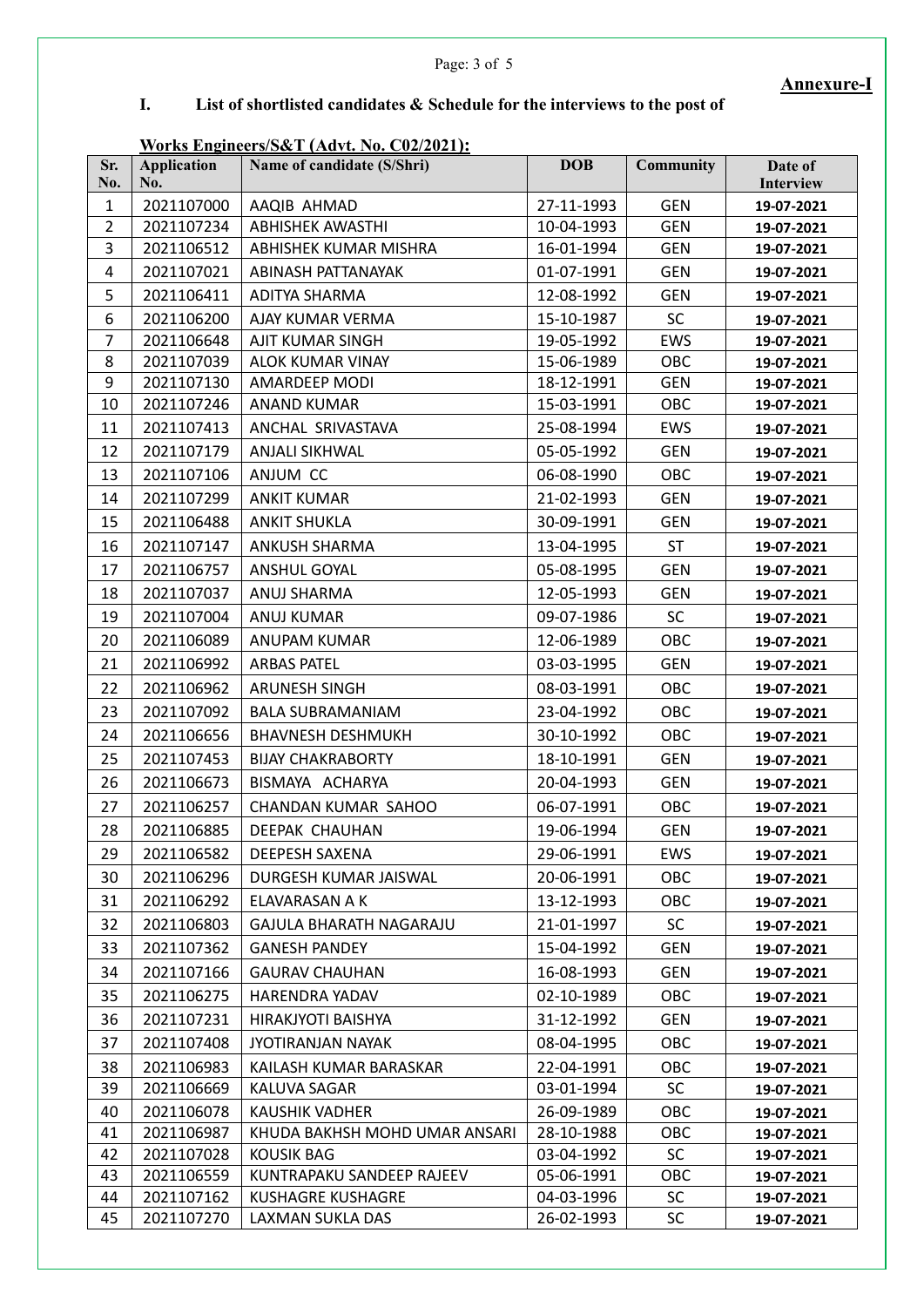**Annexure-I**

## I. List of shortlisted candidates & Schedule for the interviews to the post of

**Works Engineers/S&T (Advt. No. C02/2021):**

| Sr. No. | Application No. | Name of candidate (S/Shri) | DOB | Community | Date of Interview |
|---|---|---|---|---|---|
| 1 | 2021107000 | AAQIB AHMAD | 27-11-1993 | GEN | 19-07-2021 |
| 2 | 2021107234 | ABHISHEK AWASTHI | 10-04-1993 | GEN | 19-07-2021 |
| 3 | 2021106512 | ABHISHEK KUMAR MISHRA | 16-01-1994 | GEN | 19-07-2021 |
| 4 | 2021107021 | ABINASH PATTANAYAK | 01-07-1991 | GEN | 19-07-2021 |
| 5 | 2021106411 | ADITYA SHARMA | 12-08-1992 | GEN | 19-07-2021 |
| 6 | 2021106200 | AJAY KUMAR VERMA | 15-10-1987 | SC | 19-07-2021 |
| 7 | 2021106648 | AJIT KUMAR SINGH | 19-05-1992 | EWS | 19-07-2021 |
| 8 | 2021107039 | ALOK KUMAR VINAY | 15-06-1989 | OBC | 19-07-2021 |
| 9 | 2021107130 | AMARDEEP MODI | 18-12-1991 | GEN | 19-07-2021 |
| 10 | 2021107246 | ANAND KUMAR | 15-03-1991 | OBC | 19-07-2021 |
| 11 | 2021107413 | ANCHAL SRIVASTAVA | 25-08-1994 | EWS | 19-07-2021 |
| 12 | 2021107179 | ANJALI SIKHWAL | 05-05-1992 | GEN | 19-07-2021 |
| 13 | 2021107106 | ANJUM CC | 06-08-1990 | OBC | 19-07-2021 |
| 14 | 2021107299 | ANKIT KUMAR | 21-02-1993 | GEN | 19-07-2021 |
| 15 | 2021106488 | ANKIT SHUKLA | 30-09-1991 | GEN | 19-07-2021 |
| 16 | 2021107147 | ANKUSH SHARMA | 13-04-1995 | ST | 19-07-2021 |
| 17 | 2021106757 | ANSHUL GOYAL | 05-08-1995 | GEN | 19-07-2021 |
| 18 | 2021107037 | ANUJ SHARMA | 12-05-1993 | GEN | 19-07-2021 |
| 19 | 2021107004 | ANUJ KUMAR | 09-07-1986 | SC | 19-07-2021 |
| 20 | 2021106089 | ANUPAM KUMAR | 12-06-1989 | OBC | 19-07-2021 |
| 21 | 2021106992 | ARBAS PATEL | 03-03-1995 | GEN | 19-07-2021 |
| 22 | 2021106962 | ARUNESH SINGH | 08-03-1991 | OBC | 19-07-2021 |
| 23 | 2021107092 | BALA SUBRAMANIAM | 23-04-1992 | OBC | 19-07-2021 |
| 24 | 2021106656 | BHAVNESH DESHMUKH | 30-10-1992 | OBC | 19-07-2021 |
| 25 | 2021107453 | BIJAY CHAKRABORTY | 18-10-1991 | GEN | 19-07-2021 |
| 26 | 2021106673 | BISMAYA ACHARYA | 20-04-1993 | GEN | 19-07-2021 |
| 27 | 2021106257 | CHANDAN KUMAR SAHOO | 06-07-1991 | OBC | 19-07-2021 |
| 28 | 2021106885 | DEEPAK CHAUHAN | 19-06-1994 | GEN | 19-07-2021 |
| 29 | 2021106582 | DEEPESH SAXENA | 29-06-1991 | EWS | 19-07-2021 |
| 30 | 2021106296 | DURGESH KUMAR JAISWAL | 20-06-1991 | OBC | 19-07-2021 |
| 31 | 2021106292 | ELAVARASAN A K | 13-12-1993 | OBC | 19-07-2021 |
| 32 | 2021106803 | GAJULA BHARATH NAGARAJU | 21-01-1997 | SC | 19-07-2021 |
| 33 | 2021107362 | GANESH PANDEY | 15-04-1992 | GEN | 19-07-2021 |
| 34 | 2021107166 | GAURAV CHAUHAN | 16-08-1993 | GEN | 19-07-2021 |
| 35 | 2021106275 | HARENDRA YADAV | 02-10-1989 | OBC | 19-07-2021 |
| 36 | 2021107231 | HIRAKJYOTI BAISHYA | 31-12-1992 | GEN | 19-07-2021 |
| 37 | 2021107408 | JYOTIRANJAN NAYAK | 08-04-1995 | OBC | 19-07-2021 |
| 38 | 2021106983 | KAILASH KUMAR BARASKAR | 22-04-1991 | OBC | 19-07-2021 |
| 39 | 2021106669 | KALUVA SAGAR | 03-01-1994 | SC | 19-07-2021 |
| 40 | 2021106078 | KAUSHIK VADHER | 26-09-1989 | OBC | 19-07-2021 |
| 41 | 2021106987 | KHUDA BAKHSH MOHD UMAR ANSARI | 28-10-1988 | OBC | 19-07-2021 |
| 42 | 2021107028 | KOUSIK BAG | 03-04-1992 | SC | 19-07-2021 |
| 43 | 2021106559 | KUNTRAPAKU SANDEEP RAJEEV | 05-06-1991 | OBC | 19-07-2021 |
| 44 | 2021107162 | KUSHAGRE KUSHAGRE | 04-03-1996 | SC | 19-07-2021 |
| 45 | 2021107270 | LAXMAN SUKLA DAS | 26-02-1993 | SC | 19-07-2021 |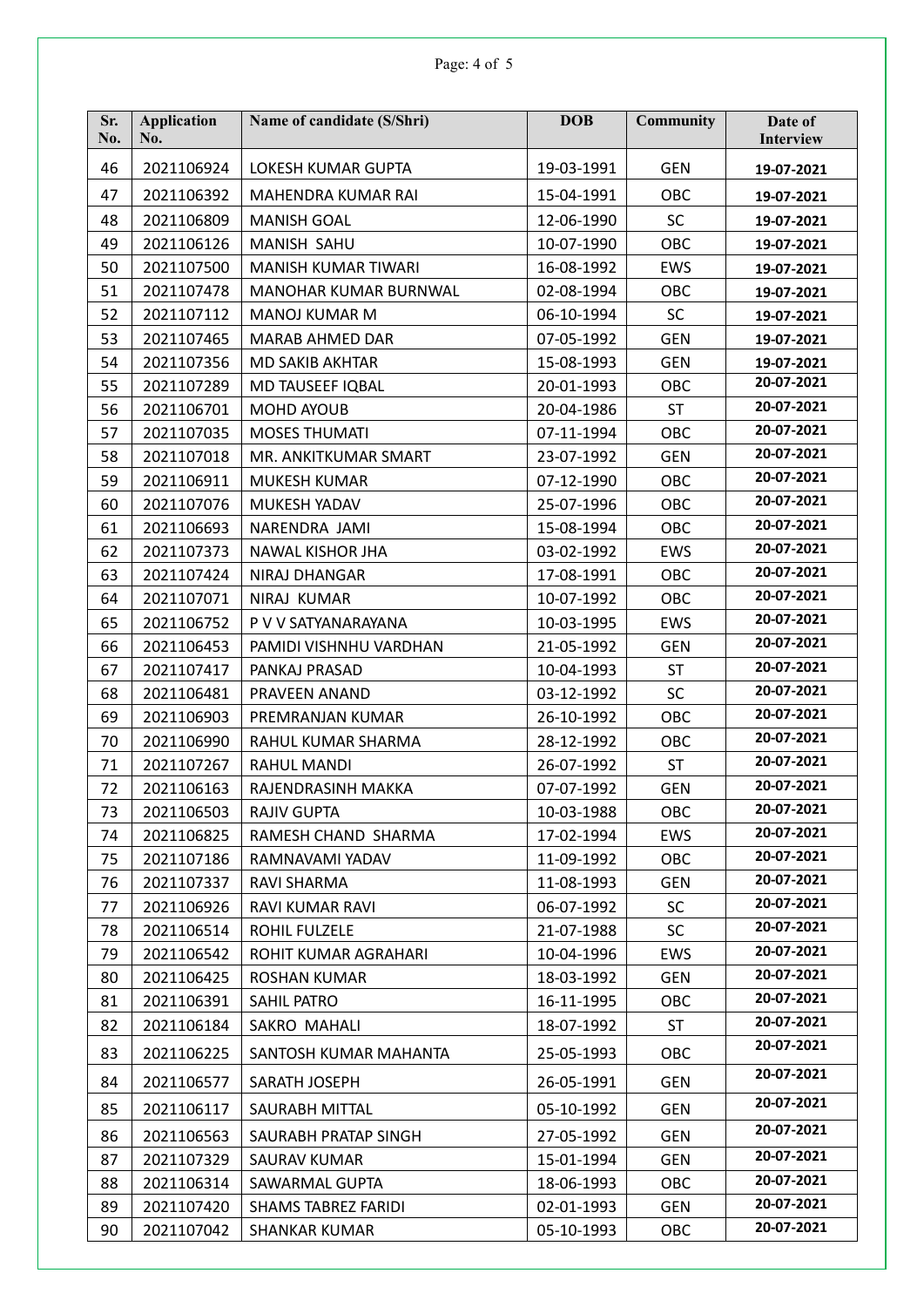| Sr. No. | Application No. | Name of candidate (S/Shri) | DOB | Community | Date of Interview |
|---|---|---|---|---|---|
| 46 | 2021106924 | LOKESH KUMAR GUPTA | 19-03-1991 | GEN | 19-07-2021 |
| 47 | 2021106392 | MAHENDRA KUMAR RAI | 15-04-1991 | OBC | 19-07-2021 |
| 48 | 2021106809 | MANISH GOAL | 12-06-1990 | SC | 19-07-2021 |
| 49 | 2021106126 | MANISH SAHU | 10-07-1990 | OBC | 19-07-2021 |
| 50 | 2021107500 | MANISH KUMAR TIWARI | 16-08-1992 | EWS | 19-07-2021 |
| 51 | 2021107478 | MANOHAR KUMAR BURNWAL | 02-08-1994 | OBC | 19-07-2021 |
| 52 | 2021107112 | MANOJ KUMAR M | 06-10-1994 | SC | 19-07-2021 |
| 53 | 2021107465 | MARAB AHMED DAR | 07-05-1992 | GEN | 19-07-2021 |
| 54 | 2021107356 | MD SAKIB AKHTAR | 15-08-1993 | GEN | 19-07-2021 |
| 55 | 2021107289 | MD TAUSEEF IQBAL | 20-01-1993 | OBC | 20-07-2021 |
| 56 | 2021106701 | MOHD AYOUB | 20-04-1986 | ST | 20-07-2021 |
| 57 | 2021107035 | MOSES THUMATI | 07-11-1994 | OBC | 20-07-2021 |
| 58 | 2021107018 | MR. ANKITKUMAR SMART | 23-07-1992 | GEN | 20-07-2021 |
| 59 | 2021106911 | MUKESH KUMAR | 07-12-1990 | OBC | 20-07-2021 |
| 60 | 2021107076 | MUKESH YADAV | 25-07-1996 | OBC | 20-07-2021 |
| 61 | 2021106693 | NARENDRA JAMI | 15-08-1994 | OBC | 20-07-2021 |
| 62 | 2021107373 | NAWAL KISHOR JHA | 03-02-1992 | EWS | 20-07-2021 |
| 63 | 2021107424 | NIRAJ DHANGAR | 17-08-1991 | OBC | 20-07-2021 |
| 64 | 2021107071 | NIRAJ KUMAR | 10-07-1992 | OBC | 20-07-2021 |
| 65 | 2021106752 | P V V SATYANARAYANA | 10-03-1995 | EWS | 20-07-2021 |
| 66 | 2021106453 | PAMIDI VISHNHU VARDHAN | 21-05-1992 | GEN | 20-07-2021 |
| 67 | 2021107417 | PANKAJ PRASAD | 10-04-1993 | ST | 20-07-2021 |
| 68 | 2021106481 | PRAVEEN ANAND | 03-12-1992 | SC | 20-07-2021 |
| 69 | 2021106903 | PREMRANJAN KUMAR | 26-10-1992 | OBC | 20-07-2021 |
| 70 | 2021106990 | RAHUL KUMAR SHARMA | 28-12-1992 | OBC | 20-07-2021 |
| 71 | 2021107267 | RAHUL MANDI | 26-07-1992 | ST | 20-07-2021 |
| 72 | 2021106163 | RAJENDRASINH MAKKA | 07-07-1992 | GEN | 20-07-2021 |
| 73 | 2021106503 | RAJIV GUPTA | 10-03-1988 | OBC | 20-07-2021 |
| 74 | 2021106825 | RAMESH CHAND SHARMA | 17-02-1994 | EWS | 20-07-2021 |
| 75 | 2021107186 | RAMNAVAMI YADAV | 11-09-1992 | OBC | 20-07-2021 |
| 76 | 2021107337 | RAVI SHARMA | 11-08-1993 | GEN | 20-07-2021 |
| 77 | 2021106926 | RAVI KUMAR RAVI | 06-07-1992 | SC | 20-07-2021 |
| 78 | 2021106514 | ROHIL FULZELE | 21-07-1988 | SC | 20-07-2021 |
| 79 | 2021106542 | ROHIT KUMAR AGRAHARI | 10-04-1996 | EWS | 20-07-2021 |
| 80 | 2021106425 | ROSHAN KUMAR | 18-03-1992 | GEN | 20-07-2021 |
| 81 | 2021106391 | SAHIL PATRO | 16-11-1995 | OBC | 20-07-2021 |
| 82 | 2021106184 | SAKRO MAHALI | 18-07-1992 | ST | 20-07-2021 |
| 83 | 2021106225 | SANTOSH KUMAR MAHANTA | 25-05-1993 | OBC | 20-07-2021 |
| 84 | 2021106577 | SARATH JOSEPH | 26-05-1991 | GEN | 20-07-2021 |
| 85 | 2021106117 | SAURABH MITTAL | 05-10-1992 | GEN | 20-07-2021 |
| 86 | 2021106563 | SAURABH PRATAP SINGH | 27-05-1992 | GEN | 20-07-2021 |
| 87 | 2021107329 | SAURAV KUMAR | 15-01-1994 | GEN | 20-07-2021 |
| 88 | 2021106314 | SAWARMAL GUPTA | 18-06-1993 | OBC | 20-07-2021 |
| 89 | 2021107420 | SHAMS TABREZ FARIDI | 02-01-1993 | GEN | 20-07-2021 |
| 90 | 2021107042 | SHANKAR KUMAR | 05-10-1993 | OBC | 20-07-2021 |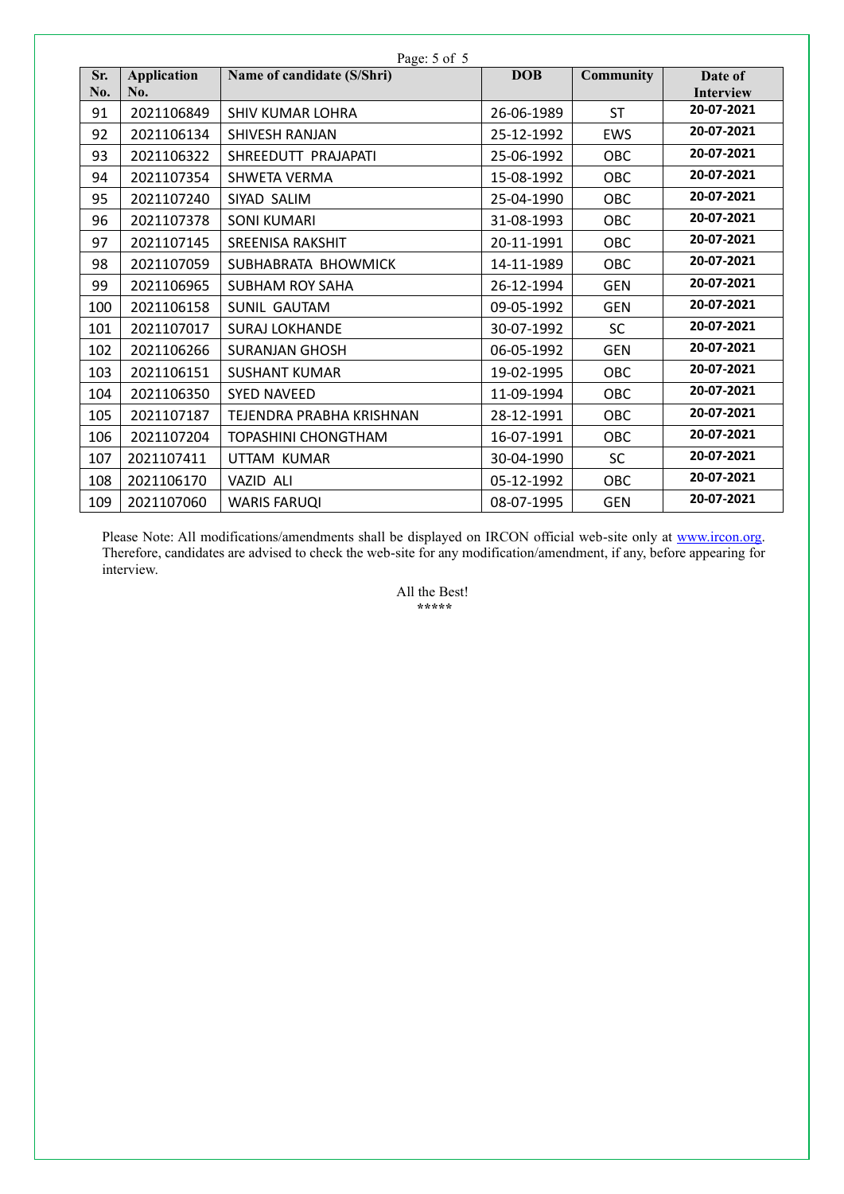| Sr. No. | Application No. | Name of candidate (S/Shri) | DOB | Community | Date of Interview |
|---|---|---|---|---|---|
| 91 | 2021106849 | SHIV KUMAR LOHRA | 26-06-1989 | ST | 20-07-2021 |
| 92 | 2021106134 | SHIVESH RANJAN | 25-12-1992 | EWS | 20-07-2021 |
| 93 | 2021106322 | SHREEDUTT PRAJAPATI | 25-06-1992 | OBC | 20-07-2021 |
| 94 | 2021107354 | SHWETA VERMA | 15-08-1992 | OBC | 20-07-2021 |
| 95 | 2021107240 | SIYAD SALIM | 25-04-1990 | OBC | 20-07-2021 |
| 96 | 2021107378 | SONI KUMARI | 31-08-1993 | OBC | 20-07-2021 |
| 97 | 2021107145 | SREENISA RAKSHIT | 20-11-1991 | OBC | 20-07-2021 |
| 98 | 2021107059 | SUBHABRATA BHOWMICK | 14-11-1989 | OBC | 20-07-2021 |
| 99 | 2021106965 | SUBHAM ROY SAHA | 26-12-1994 | GEN | 20-07-2021 |
| 100 | 2021106158 | SUNIL GAUTAM | 09-05-1992 | GEN | 20-07-2021 |
| 101 | 2021107017 | SURAJ LOKHANDE | 30-07-1992 | SC | 20-07-2021 |
| 102 | 2021106266 | SURANJAN GHOSH | 06-05-1992 | GEN | 20-07-2021 |
| 103 | 2021106151 | SUSHANT KUMAR | 19-02-1995 | OBC | 20-07-2021 |
| 104 | 2021106350 | SYED NAVEED | 11-09-1994 | OBC | 20-07-2021 |
| 105 | 2021107187 | TEJENDRA PRABHA KRISHNAN | 28-12-1991 | OBC | 20-07-2021 |
| 106 | 2021107204 | TOPASHINI CHONGTHAM | 16-07-1991 | OBC | 20-07-2021 |
| 107 | 2021107411 | UTTAM KUMAR | 30-04-1990 | SC | 20-07-2021 |
| 108 | 2021106170 | VAZID ALI | 05-12-1992 | OBC | 20-07-2021 |
| 109 | 2021107060 | WARIS FARUQI | 08-07-1995 | GEN | 20-07-2021 |

Please Note: All modifications/amendments shall be displayed on IRCON official web-site only at www.ircon.org. Therefore, candidates are advised to check the web-site for any modification/amendment, if any, before appearing for interview.

All the Best!

*****